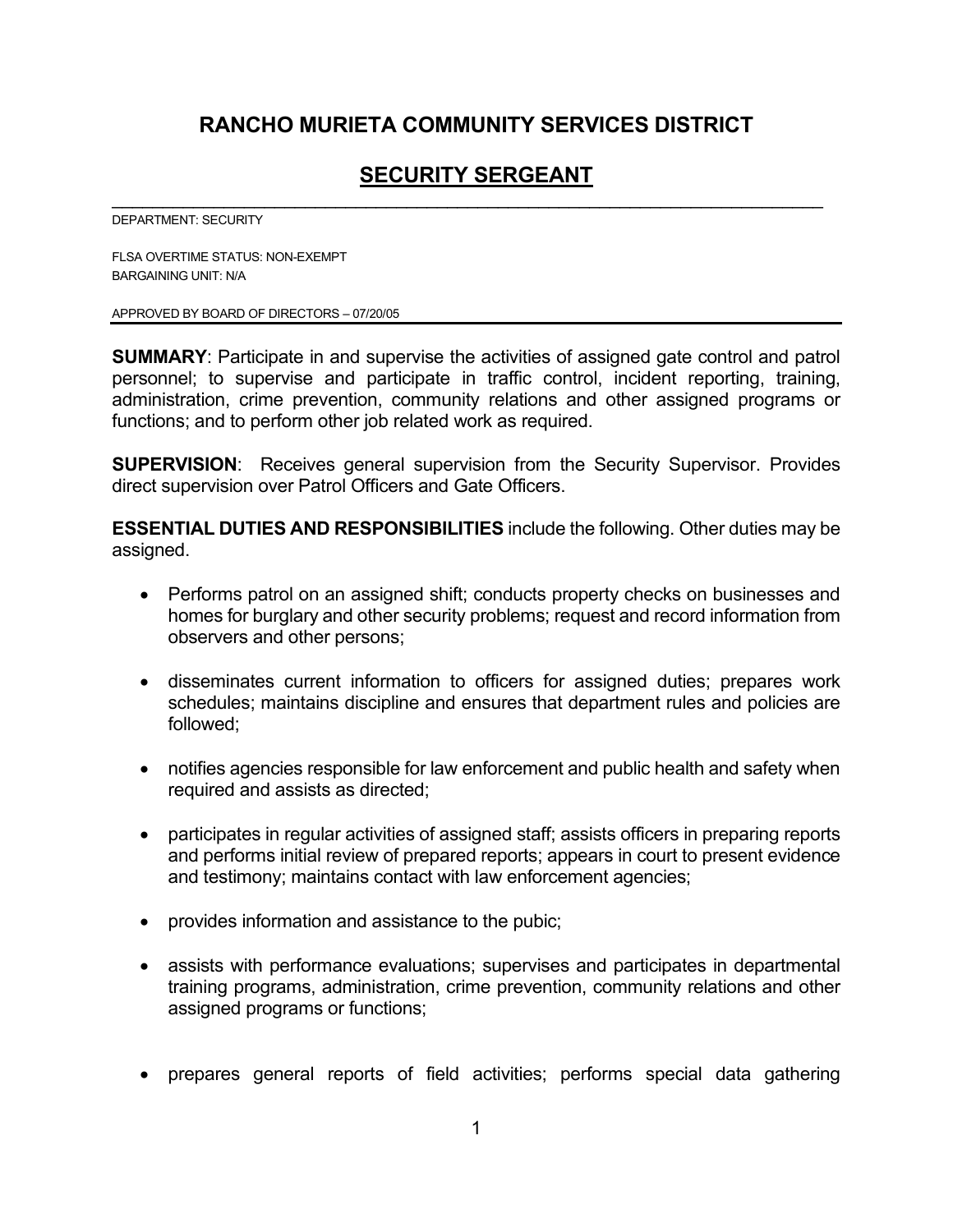# RANCHO MURIETA COMMUNITY SERVICES DISTRICT

## SECURITY SERGEANT

DEPARTMENT: SECURITY

FLSA OVERTIME STATUS: NON-EXEMPT
BARGAINING UNIT: N/A

APPROVED BY BOARD OF DIRECTORS – 07/20/05

**SUMMARY**: Participate in and supervise the activities of assigned gate control and patrol personnel; to supervise and participate in traffic control, incident reporting, training, administration, crime prevention, community relations and other assigned programs or functions; and to perform other job related work as required.

**SUPERVISION**: Receives general supervision from the Security Supervisor. Provides direct supervision over Patrol Officers and Gate Officers.

**ESSENTIAL DUTIES AND RESPONSIBILITIES** include the following. Other duties may be assigned.

- Performs patrol on an assigned shift; conducts property checks on businesses and homes for burglary and other security problems; request and record information from observers and other persons;

- disseminates current information to officers for assigned duties; prepares work schedules; maintains discipline and ensures that department rules and policies are followed;

- notifies agencies responsible for law enforcement and public health and safety when required and assists as directed;

- participates in regular activities of assigned staff; assists officers in preparing reports and performs initial review of prepared reports; appears in court to present evidence and testimony; maintains contact with law enforcement agencies;

- provides information and assistance to the pubic;

- assists with performance evaluations; supervises and participates in departmental training programs, administration, crime prevention, community relations and other assigned programs or functions;

- prepares general reports of field activities; performs special data gathering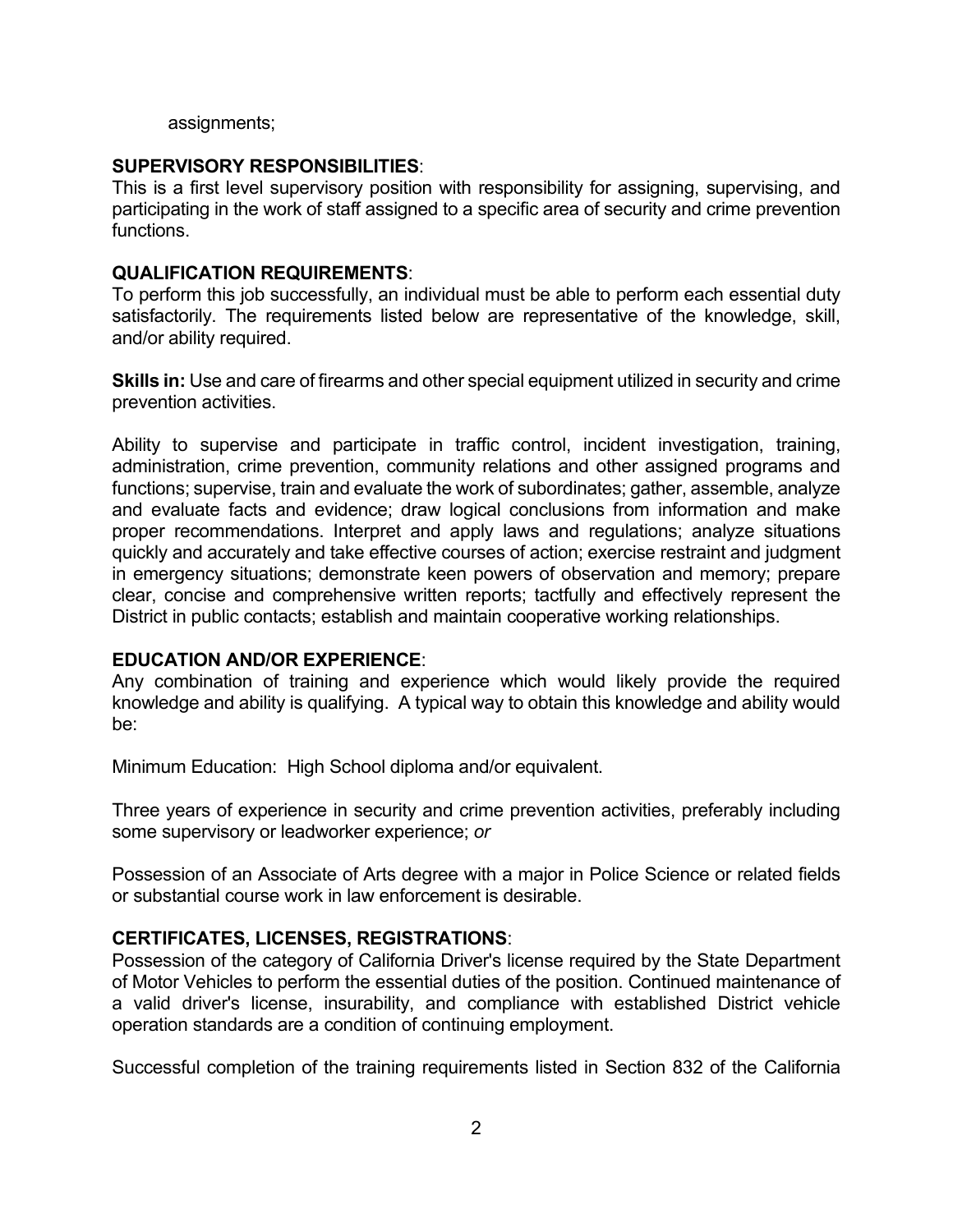assignments;

**SUPERVISORY RESPONSIBILITIES**:
This is a first level supervisory position with responsibility for assigning, supervising, and participating in the work of staff assigned to a specific area of security and crime prevention functions.

**QUALIFICATION REQUIREMENTS**:
To perform this job successfully, an individual must be able to perform each essential duty satisfactorily. The requirements listed below are representative of the knowledge, skill, and/or ability required.

**Skills in:** Use and care of firearms and other special equipment utilized in security and crime prevention activities.

Ability to supervise and participate in traffic control, incident investigation, training, administration, crime prevention, community relations and other assigned programs and functions; supervise, train and evaluate the work of subordinates; gather, assemble, analyze and evaluate facts and evidence; draw logical conclusions from information and make proper recommendations. Interpret and apply laws and regulations; analyze situations quickly and accurately and take effective courses of action; exercise restraint and judgment in emergency situations; demonstrate keen powers of observation and memory; prepare clear, concise and comprehensive written reports; tactfully and effectively represent the District in public contacts; establish and maintain cooperative working relationships.

**EDUCATION AND/OR EXPERIENCE**:
Any combination of training and experience which would likely provide the required knowledge and ability is qualifying. A typical way to obtain this knowledge and ability would be:

Minimum Education: High School diploma and/or equivalent.

Three years of experience in security and crime prevention activities, preferably including some supervisory or leadworker experience; *or*

Possession of an Associate of Arts degree with a major in Police Science or related fields or substantial course work in law enforcement is desirable.

**CERTIFICATES, LICENSES, REGISTRATIONS**:
Possession of the category of California Driver's license required by the State Department of Motor Vehicles to perform the essential duties of the position. Continued maintenance of a valid driver's license, insurability, and compliance with established District vehicle operation standards are a condition of continuing employment.

Successful completion of the training requirements listed in Section 832 of the California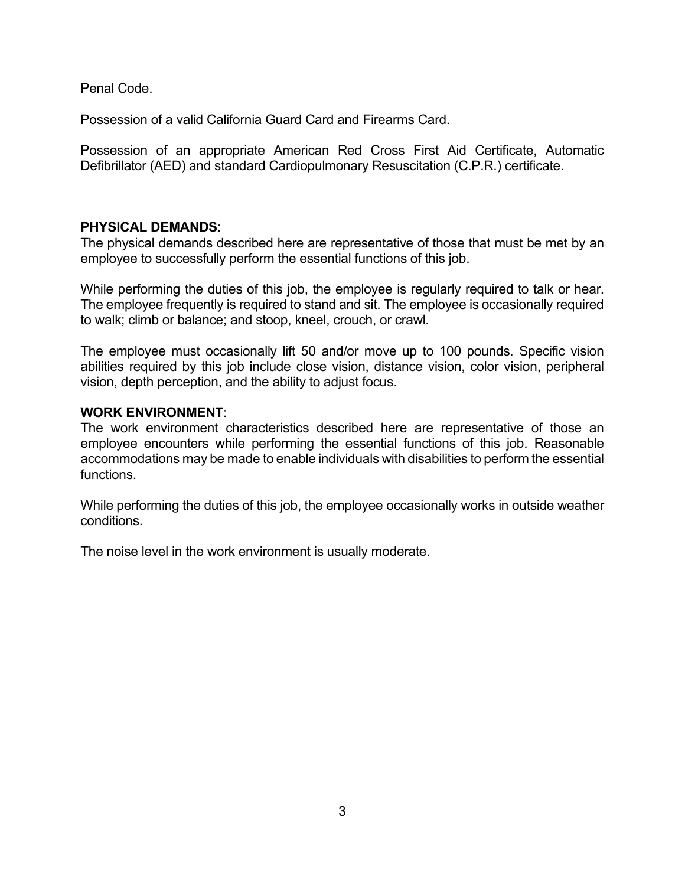Penal Code.

Possession of a valid California Guard Card and Firearms Card.

Possession of an appropriate American Red Cross First Aid Certificate, Automatic Defibrillator (AED) and standard Cardiopulmonary Resuscitation (C.P.R.) certificate.

**PHYSICAL DEMANDS**:
The physical demands described here are representative of those that must be met by an employee to successfully perform the essential functions of this job.

While performing the duties of this job, the employee is regularly required to talk or hear. The employee frequently is required to stand and sit. The employee is occasionally required to walk; climb or balance; and stoop, kneel, crouch, or crawl.

The employee must occasionally lift 50 and/or move up to 100 pounds. Specific vision abilities required by this job include close vision, distance vision, color vision, peripheral vision, depth perception, and the ability to adjust focus.

**WORK ENVIRONMENT**:
The work environment characteristics described here are representative of those an employee encounters while performing the essential functions of this job. Reasonable accommodations may be made to enable individuals with disabilities to perform the essential functions.

While performing the duties of this job, the employee occasionally works in outside weather conditions.

The noise level in the work environment is usually moderate.